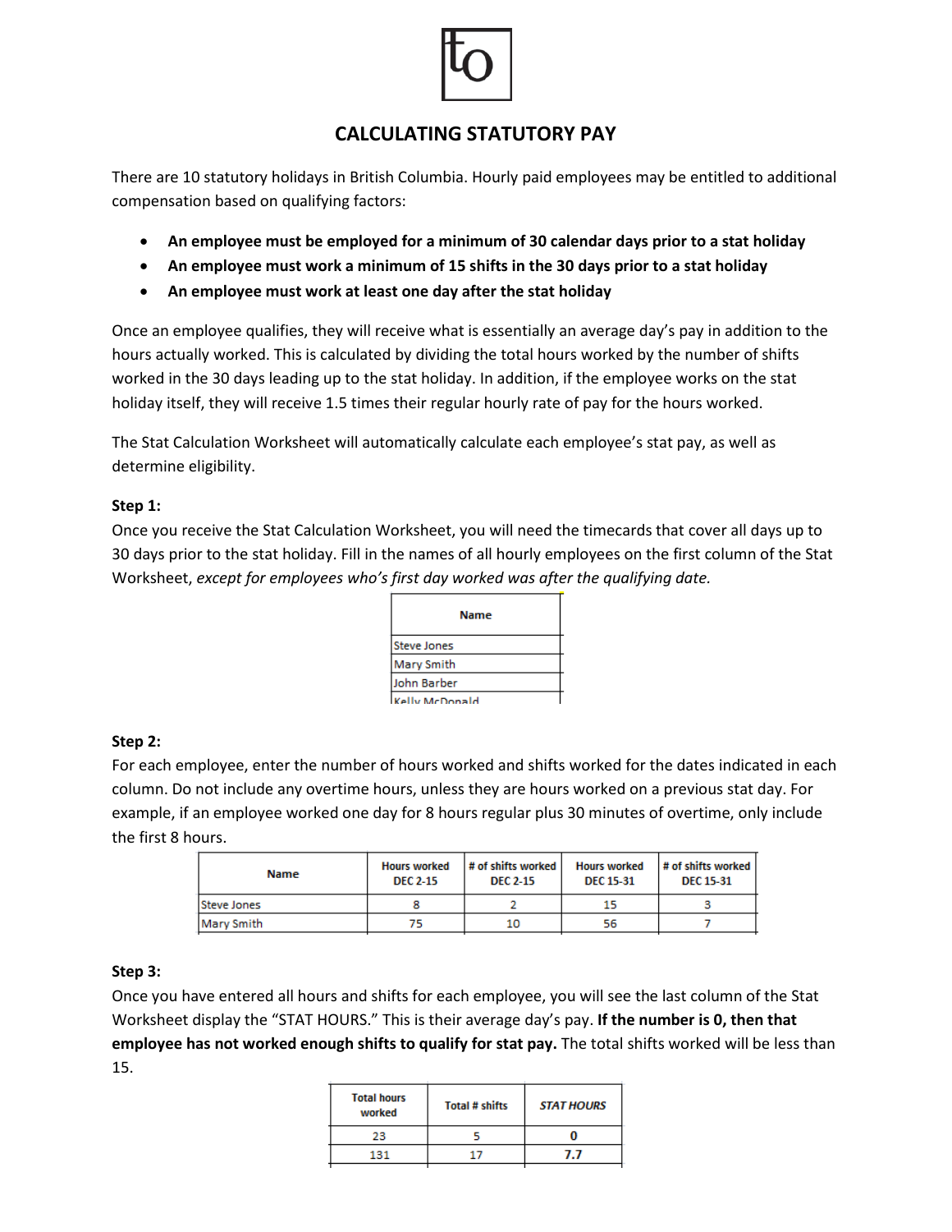# CALCULATING STATUTORY PAY

There are 10 statutory holidays in British Columbia. Hourly paid employees may be entitled to additional compensation based on qualifying factors:

- **An employee must be employed for a minimum of 30 calendar days prior to a stat holiday**
- **An employee must work a minimum of 15 shifts in the 30 days prior to a stat holiday**
- **An employee must work at least one day after the stat holiday**

Once an employee qualifies, they will receive what is essentially an average day's pay in addition to the hours actually worked. This is calculated by dividing the total hours worked by the number of shifts worked in the 30 days leading up to the stat holiday. In addition, if the employee works on the stat holiday itself, they will receive 1.5 times their regular hourly rate of pay for the hours worked.

The Stat Calculation Worksheet will automatically calculate each employee's stat pay, as well as determine eligibility.

**Step 1:**
Once you receive the Stat Calculation Worksheet, you will need the timecards that cover all days up to 30 days prior to the stat holiday. Fill in the names of all hourly employees on the first column of the Stat Worksheet, *except for employees who's first day worked was after the qualifying date.*

| Name |
|---|
| Steve Jones |
| Mary Smith |
| John Barber |
| Kelly McDonald |

**Step 2:**
For each employee, enter the number of hours worked and shifts worked for the dates indicated in each column. Do not include any overtime hours, unless they are hours worked on a previous stat day. For example, if an employee worked one day for 8 hours regular plus 30 minutes of overtime, only include the first 8 hours.

| Name | Hours worked DEC 2-15 | # of shifts worked DEC 2-15 | Hours worked DEC 15-31 | # of shifts worked DEC 15-31 |
|---|---|---|---|---|
| Steve Jones | 8 | 2 | 15 | 3 |
| Mary Smith | 75 | 10 | 56 | 7 |

**Step 3:**
Once you have entered all hours and shifts for each employee, you will see the last column of the Stat Worksheet display the "STAT HOURS." This is their average day's pay. **If the number is 0, then that employee has not worked enough shifts to qualify for stat pay.** The total shifts worked will be less than 15.

| Total hours worked | Total # shifts | *STAT HOURS* |
|---|---|---|
| 23 | 5 | **0** |
| 131 | 17 | **7.7** |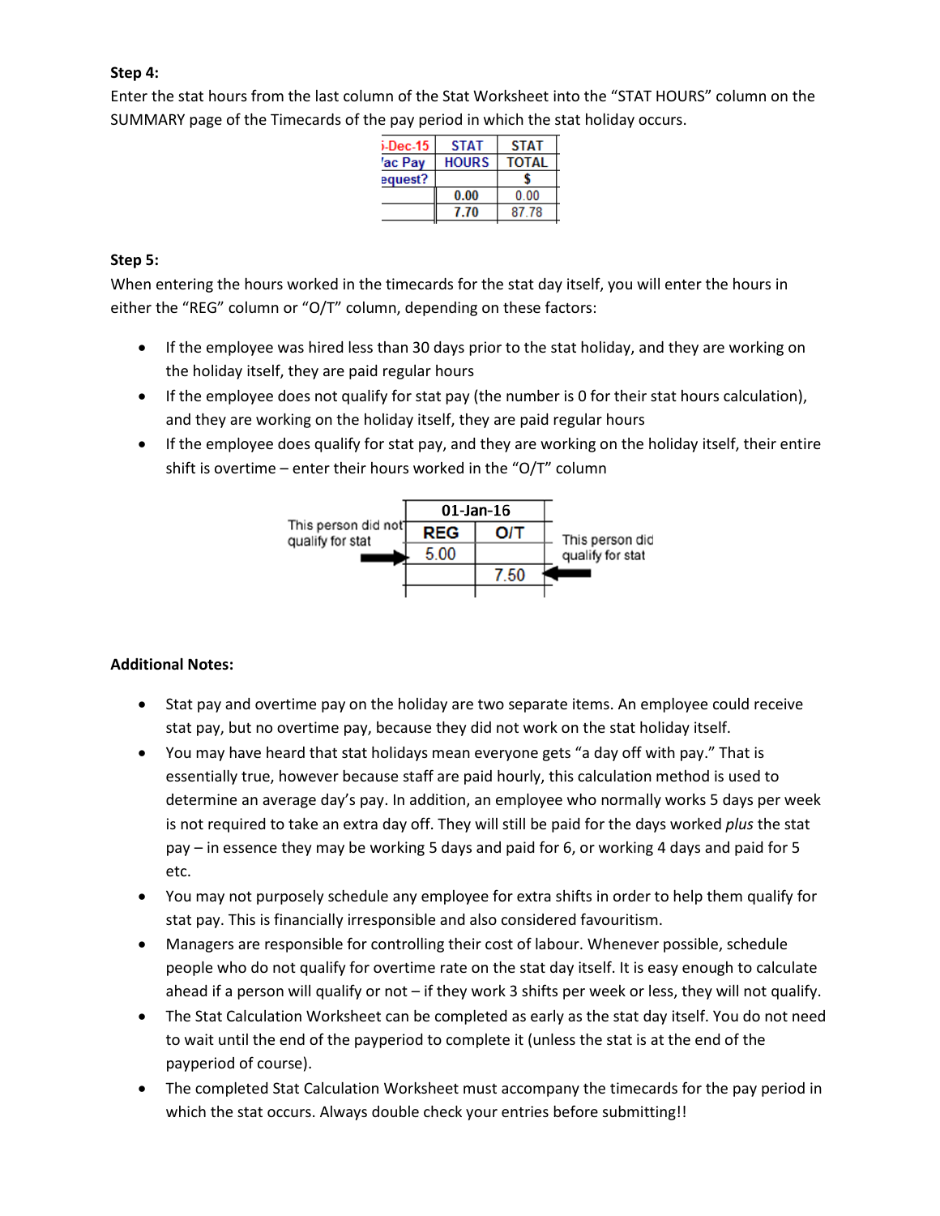**Step 4:**

Enter the stat hours from the last column of the Stat Worksheet into the "STAT HOURS" column on the SUMMARY page of the Timecards of the pay period in which the stat holiday occurs.

| -Dec-15 'ac Pay equest? | STAT HOURS | STAT TOTAL $ |
|---|---|---|
| | 0.00 | 0.00 |
| | 7.70 | 87.78 |

**Step 5:**

When entering the hours worked in the timecards for the stat day itself, you will enter the hours in either the "REG" column or "O/T" column, depending on these factors:

- If the employee was hired less than 30 days prior to the stat holiday, and they are working on the holiday itself, they are paid regular hours
- If the employee does not qualify for stat pay (the number is 0 for their stat hours calculation), and they are working on the holiday itself, they are paid regular hours
- If the employee does qualify for stat pay, and they are working on the holiday itself, their entire shift is overtime – enter their hours worked in the "O/T" column

| | 01-Jan-16 | | |
|---|---|---|---|
| | REG | O/T | |
| This person did not qualify for stat → | 5.00 | | |
| | | 7.50 | ← This person did qualify for stat |

**Additional Notes:**

- Stat pay and overtime pay on the holiday are two separate items. An employee could receive stat pay, but no overtime pay, because they did not work on the stat holiday itself.
- You may have heard that stat holidays mean everyone gets "a day off with pay." That is essentially true, however because staff are paid hourly, this calculation method is used to determine an average day's pay. In addition, an employee who normally works 5 days per week is not required to take an extra day off. They will still be paid for the days worked *plus* the stat pay – in essence they may be working 5 days and paid for 6, or working 4 days and paid for 5 etc.
- You may not purposely schedule any employee for extra shifts in order to help them qualify for stat pay. This is financially irresponsible and also considered favouritism.
- Managers are responsible for controlling their cost of labour. Whenever possible, schedule people who do not qualify for overtime rate on the stat day itself. It is easy enough to calculate ahead if a person will qualify or not – if they work 3 shifts per week or less, they will not qualify.
- The Stat Calculation Worksheet can be completed as early as the stat day itself. You do not need to wait until the end of the payperiod to complete it (unless the stat is at the end of the payperiod of course).
- The completed Stat Calculation Worksheet must accompany the timecards for the pay period in which the stat occurs. Always double check your entries before submitting!!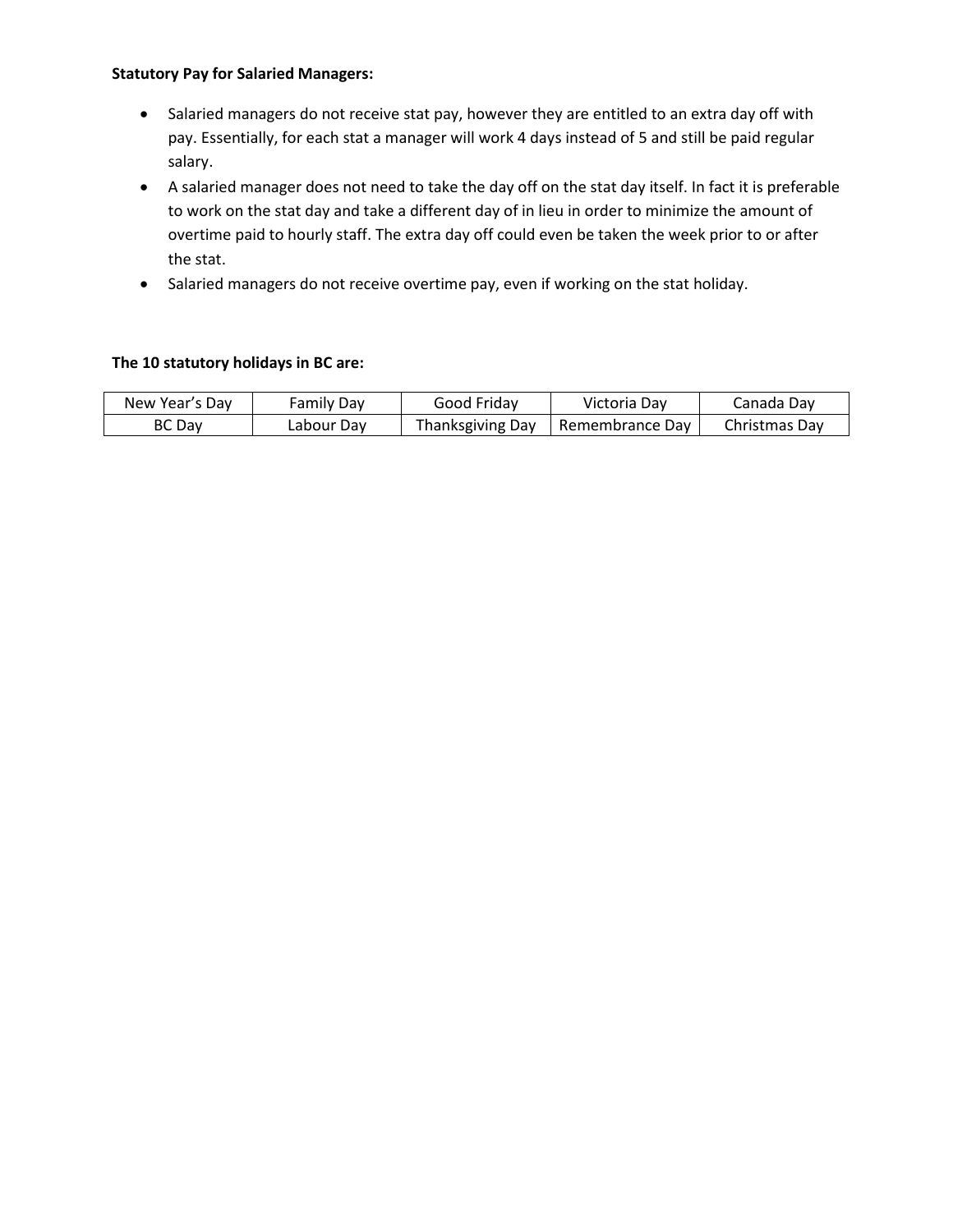**Statutory Pay for Salaried Managers:**

- Salaried managers do not receive stat pay, however they are entitled to an extra day off with pay. Essentially, for each stat a manager will work 4 days instead of 5 and still be paid regular salary.
- A salaried manager does not need to take the day off on the stat day itself. In fact it is preferable to work on the stat day and take a different day of in lieu in order to minimize the amount of overtime paid to hourly staff. The extra day off could even be taken the week prior to or after the stat.
- Salaried managers do not receive overtime pay, even if working on the stat holiday.

**The 10 statutory holidays in BC are:**

| | | | | |
|---|---|---|---|---|
| New Year's Day | Family Day | Good Friday | Victoria Day | Canada Day |
| BC Day | Labour Day | Thanksgiving Day | Remembrance Day | Christmas Day |